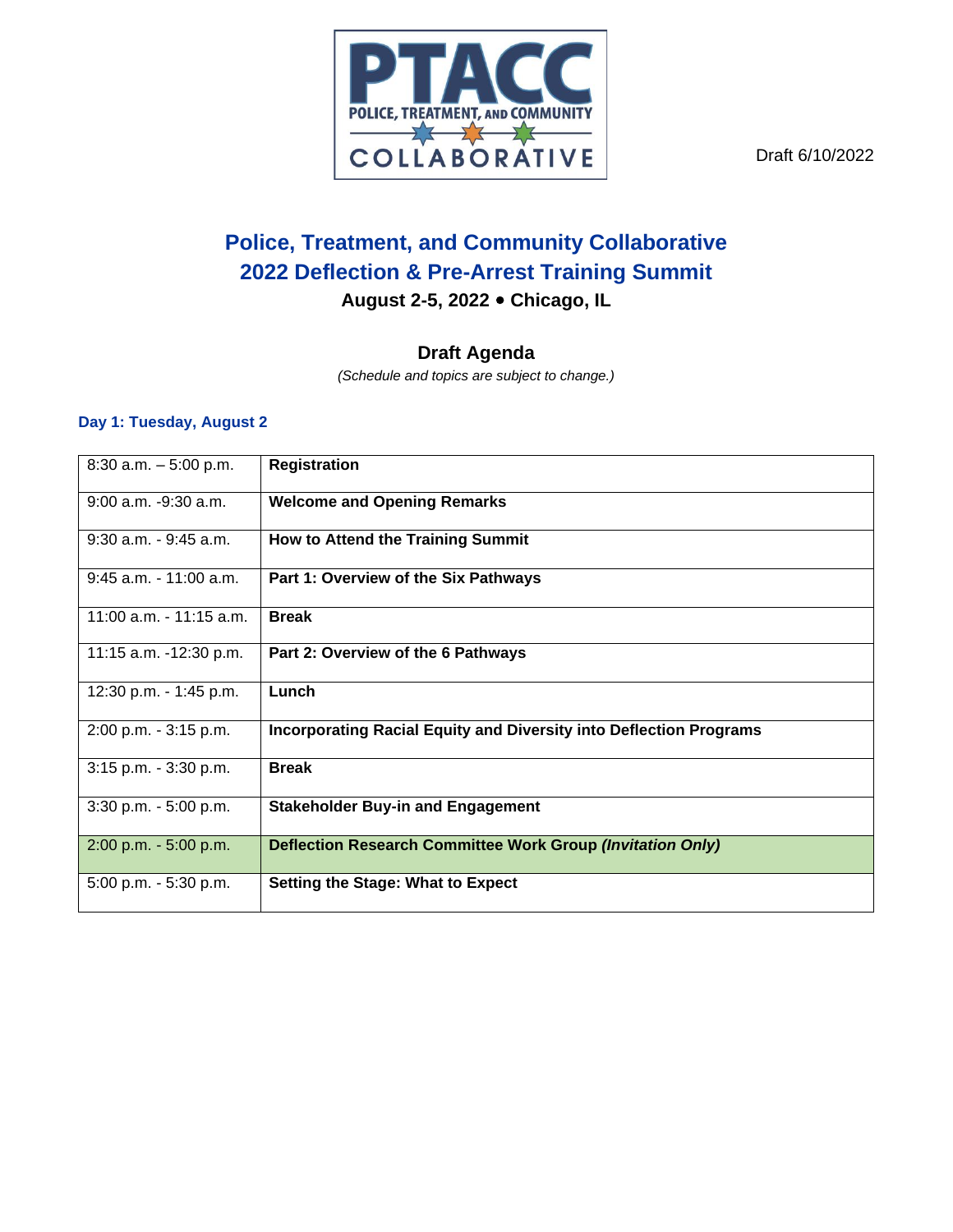PTACC
POLICE, TREATMENT, AND COMMUNITY
COLLABORATIVE

Draft 6/10/2022

# Police, Treatment, and Community Collaborative
# 2022 Deflection & Pre-Arrest Training Summit

**August 2-5, 2022 • Chicago, IL**

## Draft Agenda

*(Schedule and topics are subject to change.)*

### Day 1: Tuesday, August 2

| | |
|---|---|
| 8:30 a.m. – 5:00 p.m. | **Registration** |
| 9:00 a.m. -9:30 a.m. | **Welcome and Opening Remarks** |
| 9:30 a.m. - 9:45 a.m. | **How to Attend the Training Summit** |
| 9:45 a.m. - 11:00 a.m. | **Part 1: Overview of the Six Pathways** |
| 11:00 a.m. - 11:15 a.m. | **Break** |
| 11:15 a.m. -12:30 p.m. | **Part 2: Overview of the 6 Pathways** |
| 12:30 p.m. - 1:45 p.m. | **Lunch** |
| 2:00 p.m. - 3:15 p.m. | **Incorporating Racial Equity and Diversity into Deflection Programs** |
| 3:15 p.m. - 3:30 p.m. | **Break** |
| 3:30 p.m. - 5:00 p.m. | **Stakeholder Buy-in and Engagement** |
| 2:00 p.m. - 5:00 p.m. | **Deflection Research Committee Work Group *(Invitation Only)*** |
| 5:00 p.m. - 5:30 p.m. | **Setting the Stage: What to Expect** |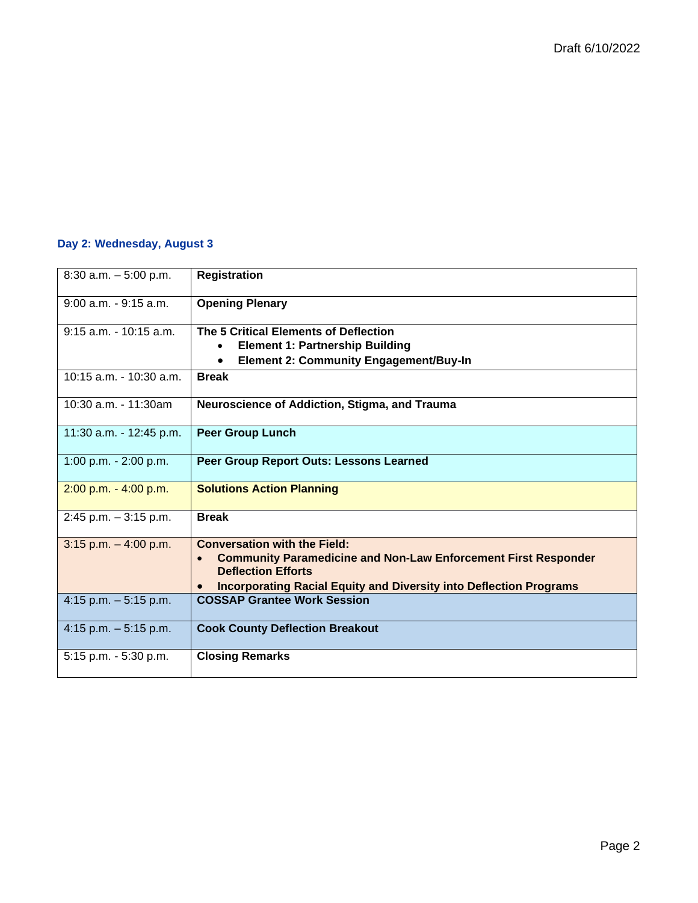### Day 2: Wednesday, August 3

| Time | Session |
|---|---|
| 8:30 a.m. – 5:00 p.m. | **Registration** |
| 9:00 a.m. - 9:15 a.m. | **Opening Plenary** |
| 9:15 a.m. - 10:15 a.m. | **The 5 Critical Elements of Deflection**<br>• **Element 1: Partnership Building**<br>• **Element 2: Community Engagement/Buy-In** |
| 10:15 a.m. - 10:30 a.m. | **Break** |
| 10:30 a.m. - 11:30am | **Neuroscience of Addiction, Stigma, and Trauma** |
| 11:30 a.m. - 12:45 p.m. | **Peer Group Lunch** |
| 1:00 p.m. - 2:00 p.m. | **Peer Group Report Outs: Lessons Learned** |
| 2:00 p.m. - 4:00 p.m. | **Solutions Action Planning** |
| 2:45 p.m. – 3:15 p.m. | **Break** |
| 3:15 p.m. – 4:00 p.m. | **Conversation with the Field:**<br>• **Community Paramedicine and Non-Law Enforcement First Responder Deflection Efforts**<br>• **Incorporating Racial Equity and Diversity into Deflection Programs** |
| 4:15 p.m. – 5:15 p.m. | **COSSAP Grantee Work Session** |
| 4:15 p.m. – 5:15 p.m. | **Cook County Deflection Breakout** |
| 5:15 p.m. - 5:30 p.m. | **Closing Remarks** |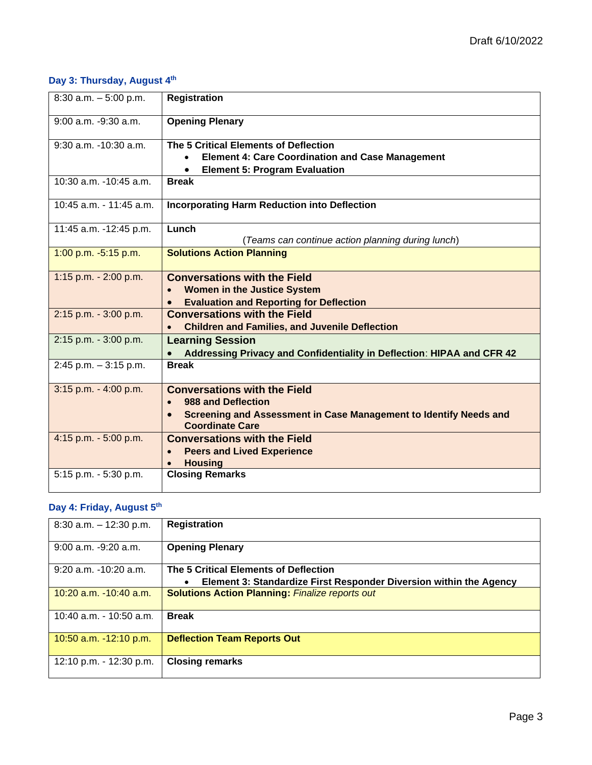Draft 6/10/2022

### Day 3: Thursday, August 4th

| | |
|---|---|
| 8:30 a.m. – 5:00 p.m. | **Registration** |
| 9:00 a.m. -9:30 a.m. | **Opening Plenary** |
| 9:30 a.m. -10:30 a.m. | **The 5 Critical Elements of Deflection**<br>• **Element 4: Care Coordination and Case Management**<br>• **Element 5: Program Evaluation** |
| 10:30 a.m. -10:45 a.m. | **Break** |
| 10:45 a.m. - 11:45 a.m. | **Incorporating Harm Reduction into Deflection** |
| 11:45 a.m. -12:45 p.m. | **Lunch**<br>(*Teams can continue action planning during lunch*) |
| 1:00 p.m. -5:15 p.m. | **Solutions Action Planning** |
| 1:15 p.m. - 2:00 p.m. | **Conversations with the Field**<br>• **Women in the Justice System**<br>• **Evaluation and Reporting for Deflection** |
| 2:15 p.m. - 3:00 p.m. | **Conversations with the Field**<br>• **Children and Families, and Juvenile Deflection** |
| 2:15 p.m. - 3:00 p.m. | **Learning Session**<br>• **Addressing Privacy and Confidentiality in Deflection: HIPAA and CFR 42** |
| 2:45 p.m. – 3:15 p.m. | **Break** |
| 3:15 p.m. - 4:00 p.m. | **Conversations with the Field**<br>• **988 and Deflection**<br>• **Screening and Assessment in Case Management to Identify Needs and Coordinate Care** |
| 4:15 p.m. - 5:00 p.m. | **Conversations with the Field**<br>• **Peers and Lived Experience**<br>• **Housing** |
| 5:15 p.m. - 5:30 p.m. | **Closing Remarks** |

### Day 4: Friday, August 5th

| | |
|---|---|
| 8:30 a.m. – 12:30 p.m. | **Registration** |
| 9:00 a.m. -9:20 a.m. | **Opening Plenary** |
| 9:20 a.m. -10:20 a.m. | **The 5 Critical Elements of Deflection**<br>• **Element 3: Standardize First Responder Diversion within the Agency** |
| 10:20 a.m. -10:40 a.m. | **Solutions Action Planning:** *Finalize reports out* |
| 10:40 a.m. - 10:50 a.m. | **Break** |
| 10:50 a.m. -12:10 p.m. | **Deflection Team Reports Out** |
| 12:10 p.m. - 12:30 p.m. | **Closing remarks** |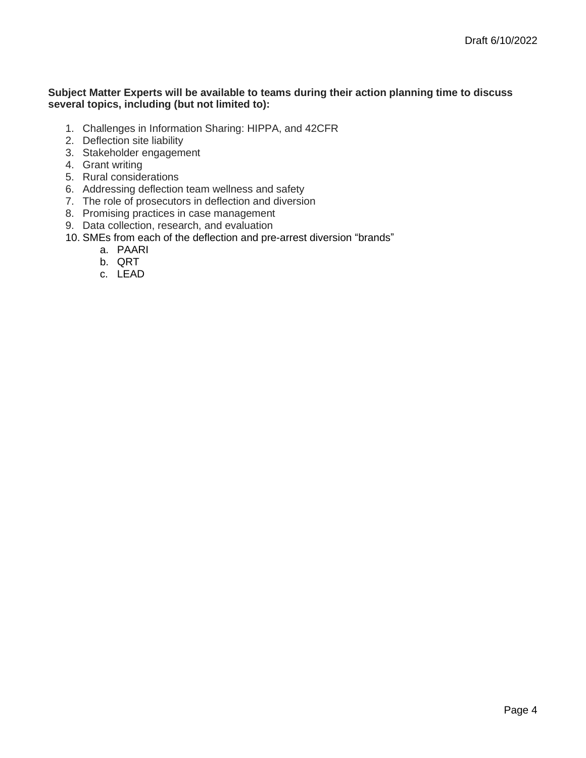**Subject Matter Experts will be available to teams during their action planning time to discuss several topics, including (but not limited to):**

1. Challenges in Information Sharing: HIPPA, and 42CFR
2. Deflection site liability
3. Stakeholder engagement
4. Grant writing
5. Rural considerations
6. Addressing deflection team wellness and safety
7. The role of prosecutors in deflection and diversion
8. Promising practices in case management
9. Data collection, research, and evaluation
10. SMEs from each of the deflection and pre-arrest diversion "brands"
    a. PAARI
    b. QRT
    c. LEAD